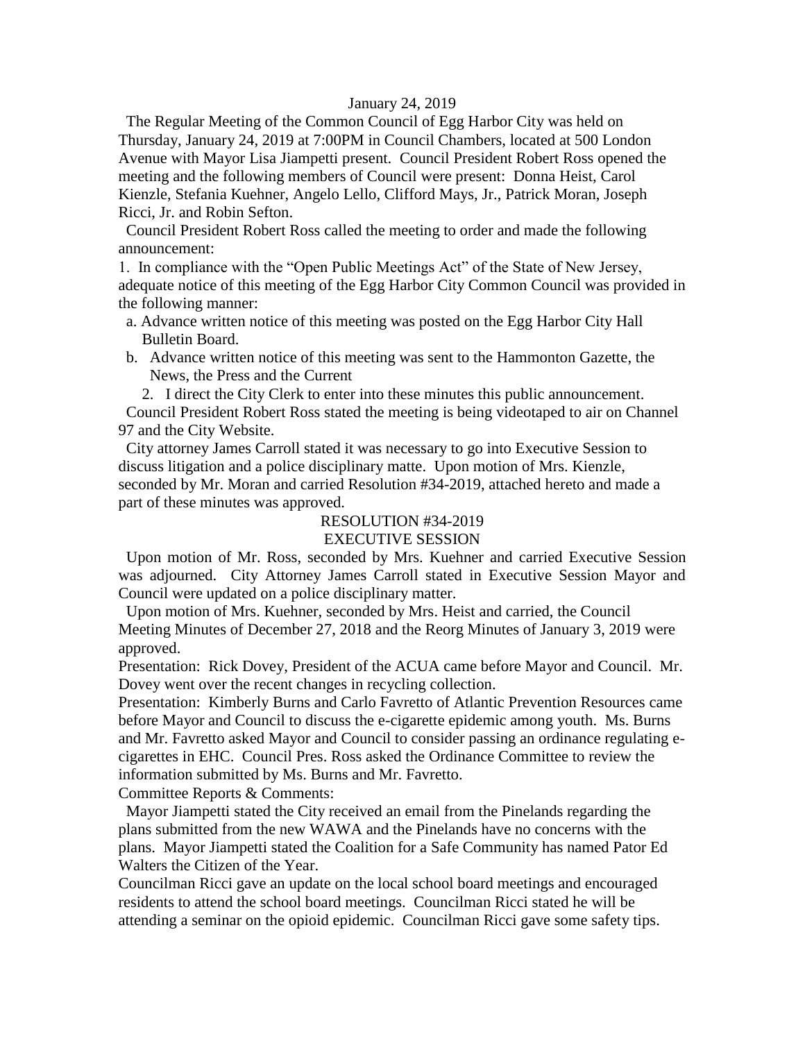January 24, 2019

The Regular Meeting of the Common Council of Egg Harbor City was held on Thursday, January 24, 2019 at 7:00PM in Council Chambers, located at 500 London Avenue with Mayor Lisa Jiampetti present. Council President Robert Ross opened the meeting and the following members of Council were present: Donna Heist, Carol Kienzle, Stefania Kuehner, Angelo Lello, Clifford Mays, Jr., Patrick Moran, Joseph Ricci, Jr. and Robin Sefton.

Council President Robert Ross called the meeting to order and made the following announcement:

1. In compliance with the "Open Public Meetings Act" of the State of New Jersey, adequate notice of this meeting of the Egg Harbor City Common Council was provided in the following manner:
   a. Advance written notice of this meeting was posted on the Egg Harbor City Hall Bulletin Board.
   b. Advance written notice of this meeting was sent to the Hammonton Gazette, the News, the Press and the Current
2. I direct the City Clerk to enter into these minutes this public announcement.

Council President Robert Ross stated the meeting is being videotaped to air on Channel 97 and the City Website.

City attorney James Carroll stated it was necessary to go into Executive Session to discuss litigation and a police disciplinary matte. Upon motion of Mrs. Kienzle, seconded by Mr. Moran and carried Resolution #34-2019, attached hereto and made a part of these minutes was approved.

RESOLUTION #34-2019
EXECUTIVE SESSION

Upon motion of Mr. Ross, seconded by Mrs. Kuehner and carried Executive Session was adjourned. City Attorney James Carroll stated in Executive Session Mayor and Council were updated on a police disciplinary matter.

Upon motion of Mrs. Kuehner, seconded by Mrs. Heist and carried, the Council Meeting Minutes of December 27, 2018 and the Reorg Minutes of January 3, 2019 were approved.

Presentation: Rick Dovey, President of the ACUA came before Mayor and Council. Mr. Dovey went over the recent changes in recycling collection.

Presentation: Kimberly Burns and Carlo Favretto of Atlantic Prevention Resources came before Mayor and Council to discuss the e-cigarette epidemic among youth. Ms. Burns and Mr. Favretto asked Mayor and Council to consider passing an ordinance regulating e-cigarettes in EHC. Council Pres. Ross asked the Ordinance Committee to review the information submitted by Ms. Burns and Mr. Favretto.

Committee Reports & Comments:

Mayor Jiampetti stated the City received an email from the Pinelands regarding the plans submitted from the new WAWA and the Pinelands have no concerns with the plans. Mayor Jiampetti stated the Coalition for a Safe Community has named Pator Ed Walters the Citizen of the Year.

Councilman Ricci gave an update on the local school board meetings and encouraged residents to attend the school board meetings. Councilman Ricci stated he will be attending a seminar on the opioid epidemic. Councilman Ricci gave some safety tips.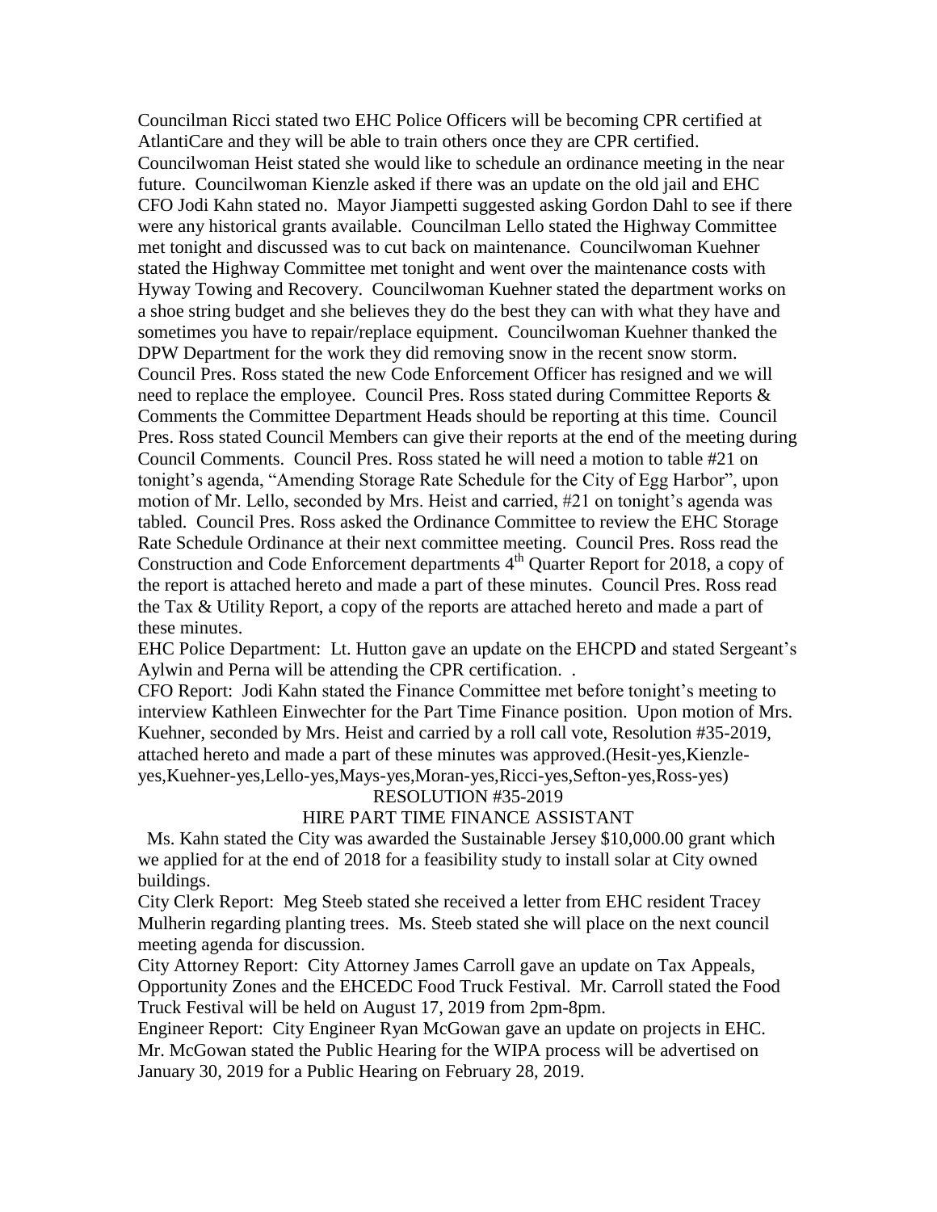Councilman Ricci stated two EHC Police Officers will be becoming CPR certified at AtlantiCare and they will be able to train others once they are CPR certified. Councilwoman Heist stated she would like to schedule an ordinance meeting in the near future. Councilwoman Kienzle asked if there was an update on the old jail and EHC CFO Jodi Kahn stated no. Mayor Jiampetti suggested asking Gordon Dahl to see if there were any historical grants available. Councilman Lello stated the Highway Committee met tonight and discussed was to cut back on maintenance. Councilwoman Kuehner stated the Highway Committee met tonight and went over the maintenance costs with Hyway Towing and Recovery. Councilwoman Kuehner stated the department works on a shoe string budget and she believes they do the best they can with what they have and sometimes you have to repair/replace equipment. Councilwoman Kuehner thanked the DPW Department for the work they did removing snow in the recent snow storm. Council Pres. Ross stated the new Code Enforcement Officer has resigned and we will need to replace the employee. Council Pres. Ross stated during Committee Reports & Comments the Committee Department Heads should be reporting at this time. Council Pres. Ross stated Council Members can give their reports at the end of the meeting during Council Comments. Council Pres. Ross stated he will need a motion to table #21 on tonight's agenda, "Amending Storage Rate Schedule for the City of Egg Harbor", upon motion of Mr. Lello, seconded by Mrs. Heist and carried, #21 on tonight's agenda was tabled. Council Pres. Ross asked the Ordinance Committee to review the EHC Storage Rate Schedule Ordinance at their next committee meeting. Council Pres. Ross read the Construction and Code Enforcement departments 4th Quarter Report for 2018, a copy of the report is attached hereto and made a part of these minutes. Council Pres. Ross read the Tax & Utility Report, a copy of the reports are attached hereto and made a part of these minutes.

EHC Police Department: Lt. Hutton gave an update on the EHCPD and stated Sergeant's Aylwin and Perna will be attending the CPR certification. .

CFO Report: Jodi Kahn stated the Finance Committee met before tonight's meeting to interview Kathleen Einwechter for the Part Time Finance position. Upon motion of Mrs. Kuehner, seconded by Mrs. Heist and carried by a roll call vote, Resolution #35-2019, attached hereto and made a part of these minutes was approved.(Hesit-yes,Kienzle-yes,Kuehner-yes,Lello-yes,Mays-yes,Moran-yes,Ricci-yes,Sefton-yes,Ross-yes)

RESOLUTION #35-2019

HIRE PART TIME FINANCE ASSISTANT

Ms. Kahn stated the City was awarded the Sustainable Jersey $10,000.00 grant which we applied for at the end of 2018 for a feasibility study to install solar at City owned buildings.

City Clerk Report: Meg Steeb stated she received a letter from EHC resident Tracey Mulherin regarding planting trees. Ms. Steeb stated she will place on the next council meeting agenda for discussion.

City Attorney Report: City Attorney James Carroll gave an update on Tax Appeals, Opportunity Zones and the EHCEDC Food Truck Festival. Mr. Carroll stated the Food Truck Festival will be held on August 17, 2019 from 2pm-8pm.

Engineer Report: City Engineer Ryan McGowan gave an update on projects in EHC. Mr. McGowan stated the Public Hearing for the WIPA process will be advertised on January 30, 2019 for a Public Hearing on February 28, 2019.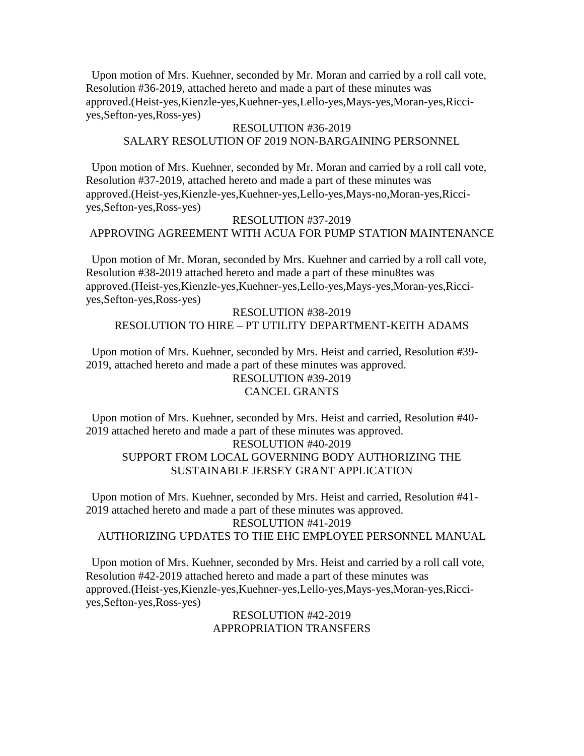Upon motion of Mrs. Kuehner, seconded by Mr. Moran and carried by a roll call vote, Resolution #36-2019, attached hereto and made a part of these minutes was approved.(Heist-yes,Kienzle-yes,Kuehner-yes,Lello-yes,Mays-yes,Moran-yes,Ricci-yes,Sefton-yes,Ross-yes)

RESOLUTION #36-2019
SALARY RESOLUTION OF 2019 NON-BARGAINING PERSONNEL

Upon motion of Mrs. Kuehner, seconded by Mr. Moran and carried by a roll call vote, Resolution #37-2019, attached hereto and made a part of these minutes was approved.(Heist-yes,Kienzle-yes,Kuehner-yes,Lello-yes,Mays-no,Moran-yes,Ricci-yes,Sefton-yes,Ross-yes)

RESOLUTION #37-2019
APPROVING AGREEMENT WITH ACUA FOR PUMP STATION MAINTENANCE

Upon motion of Mr. Moran, seconded by Mrs. Kuehner and carried by a roll call vote, Resolution #38-2019 attached hereto and made a part of these minu8tes was approved.(Heist-yes,Kienzle-yes,Kuehner-yes,Lello-yes,Mays-yes,Moran-yes,Ricci-yes,Sefton-yes,Ross-yes)

RESOLUTION #38-2019
RESOLUTION TO HIRE – PT UTILITY DEPARTMENT-KEITH ADAMS

Upon motion of Mrs. Kuehner, seconded by Mrs. Heist and carried, Resolution #39-2019, attached hereto and made a part of these minutes was approved.

RESOLUTION #39-2019
CANCEL GRANTS

Upon motion of Mrs. Kuehner, seconded by Mrs. Heist and carried, Resolution #40-2019 attached hereto and made a part of these minutes was approved.

RESOLUTION #40-2019
SUPPORT FROM LOCAL GOVERNING BODY AUTHORIZING THE SUSTAINABLE JERSEY GRANT APPLICATION

Upon motion of Mrs. Kuehner, seconded by Mrs. Heist and carried, Resolution #41-2019 attached hereto and made a part of these minutes was approved.

RESOLUTION #41-2019
AUTHORIZING UPDATES TO THE EHC EMPLOYEE PERSONNEL MANUAL

Upon motion of Mrs. Kuehner, seconded by Mrs. Heist and carried by a roll call vote, Resolution #42-2019 attached hereto and made a part of these minutes was approved.(Heist-yes,Kienzle-yes,Kuehner-yes,Lello-yes,Mays-yes,Moran-yes,Ricci-yes,Sefton-yes,Ross-yes)

RESOLUTION #42-2019
APPROPRIATION TRANSFERS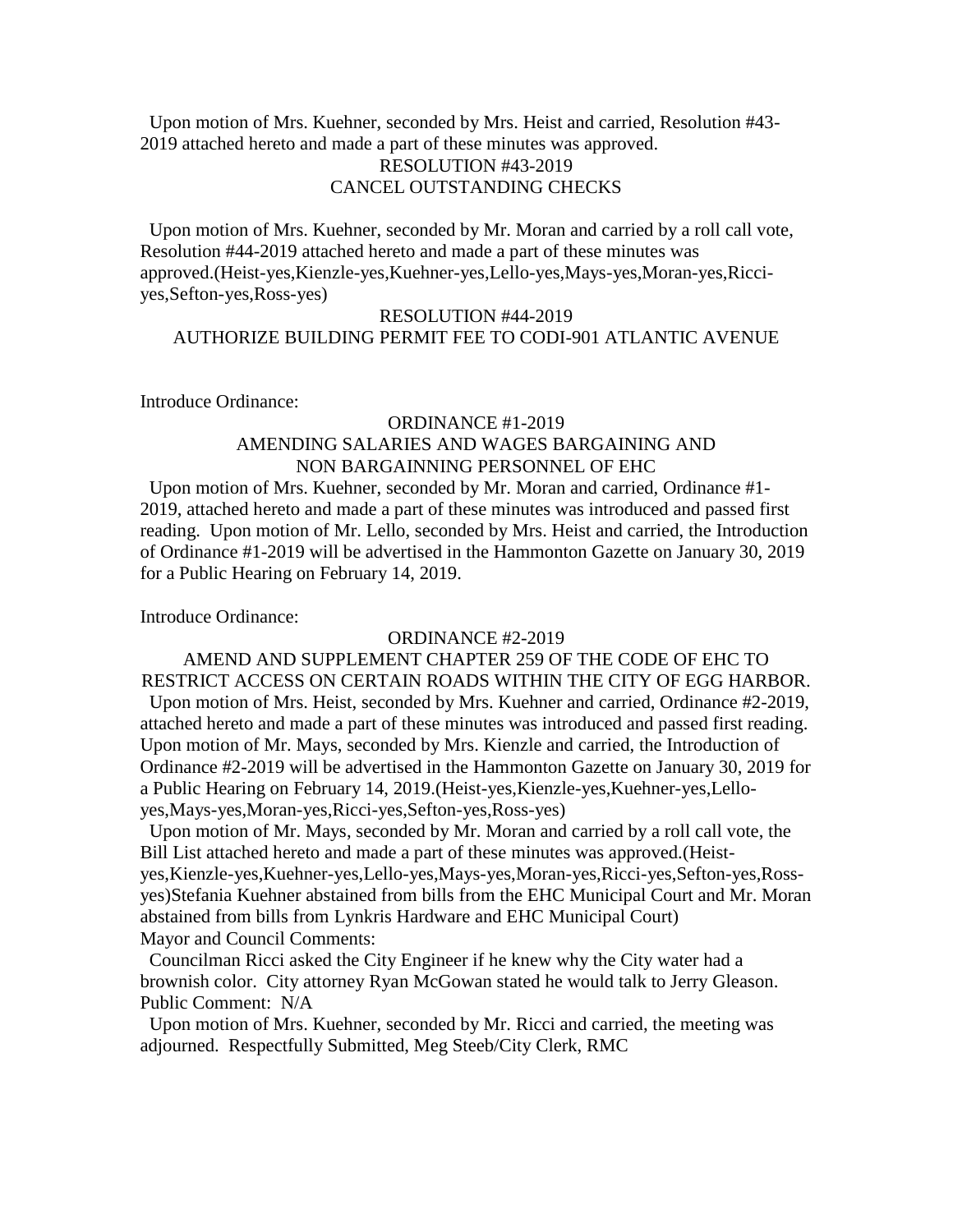Upon motion of Mrs. Kuehner, seconded by Mrs. Heist and carried, Resolution #43-2019 attached hereto and made a part of these minutes was approved.

RESOLUTION #43-2019
CANCEL OUTSTANDING CHECKS

Upon motion of Mrs. Kuehner, seconded by Mr. Moran and carried by a roll call vote, Resolution #44-2019 attached hereto and made a part of these minutes was approved.(Heist-yes,Kienzle-yes,Kuehner-yes,Lello-yes,Mays-yes,Moran-yes,Ricci-yes,Sefton-yes,Ross-yes)

RESOLUTION #44-2019
AUTHORIZE BUILDING PERMIT FEE TO CODI-901 ATLANTIC AVENUE

Introduce Ordinance:

ORDINANCE #1-2019
AMENDING SALARIES AND WAGES BARGAINING AND NON BARGAINNING PERSONNEL OF EHC

Upon motion of Mrs. Kuehner, seconded by Mr. Moran and carried, Ordinance #1-2019, attached hereto and made a part of these minutes was introduced and passed first reading. Upon motion of Mr. Lello, seconded by Mrs. Heist and carried, the Introduction of Ordinance #1-2019 will be advertised in the Hammonton Gazette on January 30, 2019 for a Public Hearing on February 14, 2019.

Introduce Ordinance:

ORDINANCE #2-2019
AMEND AND SUPPLEMENT CHAPTER 259 OF THE CODE OF EHC TO RESTRICT ACCESS ON CERTAIN ROADS WITHIN THE CITY OF EGG HARBOR.

Upon motion of Mrs. Heist, seconded by Mrs. Kuehner and carried, Ordinance #2-2019, attached hereto and made a part of these minutes was introduced and passed first reading. Upon motion of Mr. Mays, seconded by Mrs. Kienzle and carried, the Introduction of Ordinance #2-2019 will be advertised in the Hammonton Gazette on January 30, 2019 for a Public Hearing on February 14, 2019.(Heist-yes,Kienzle-yes,Kuehner-yes,Lello-yes,Mays-yes,Moran-yes,Ricci-yes,Sefton-yes,Ross-yes)

Upon motion of Mr. Mays, seconded by Mr. Moran and carried by a roll call vote, the Bill List attached hereto and made a part of these minutes was approved.(Heist-yes,Kienzle-yes,Kuehner-yes,Lello-yes,Mays-yes,Moran-yes,Ricci-yes,Sefton-yes,Ross-yes)Stefania Kuehner abstained from bills from the EHC Municipal Court and Mr. Moran abstained from bills from Lynkris Hardware and EHC Municipal Court)

Mayor and Council Comments:

Councilman Ricci asked the City Engineer if he knew why the City water had a brownish color. City attorney Ryan McGowan stated he would talk to Jerry Gleason.

Public Comment: N/A

Upon motion of Mrs. Kuehner, seconded by Mr. Ricci and carried, the meeting was adjourned. Respectfully Submitted, Meg Steeb/City Clerk, RMC